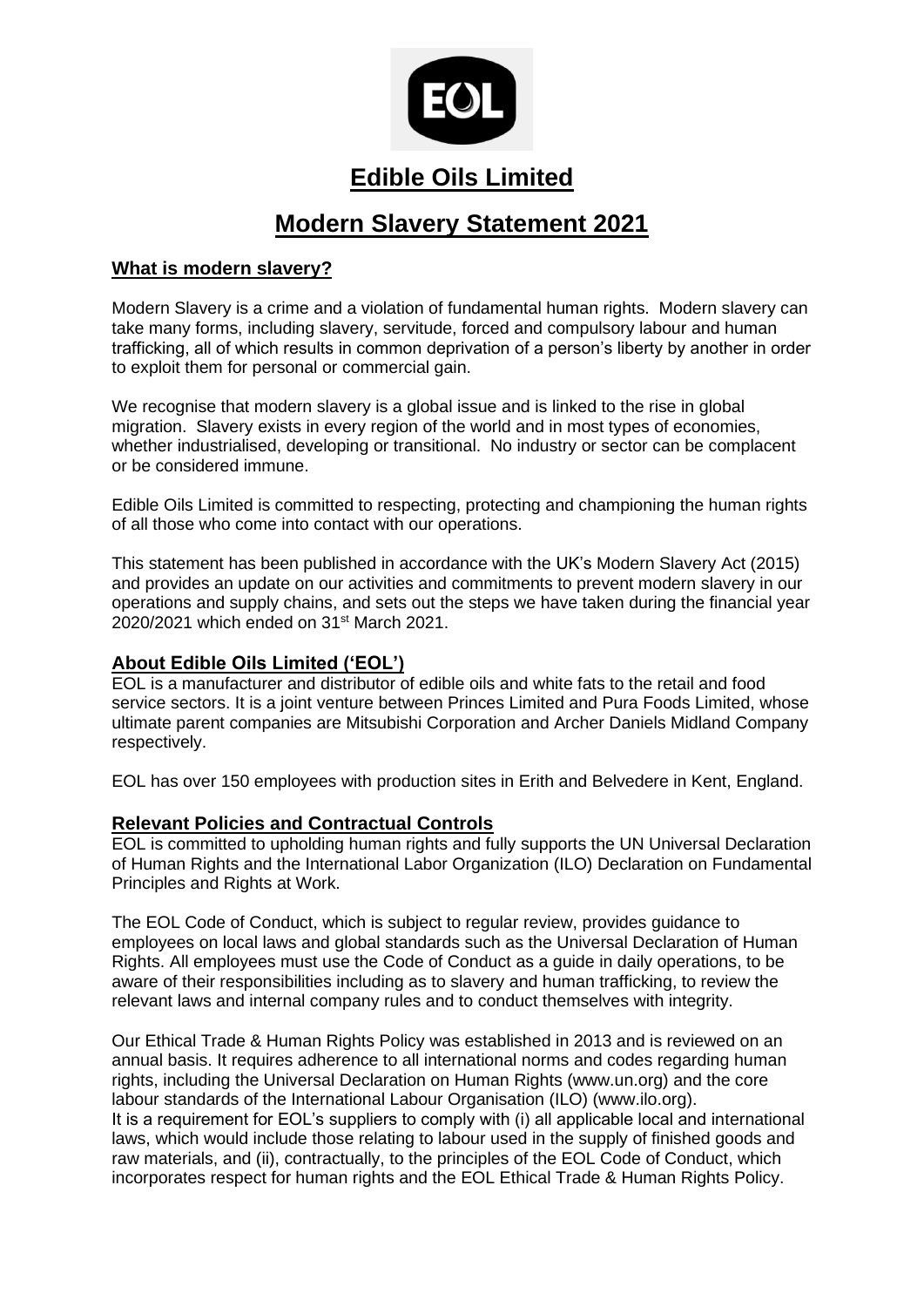# Edible Oils Limited

# Modern Slavery Statement 2021

## What is modern slavery?

Modern Slavery is a crime and a violation of fundamental human rights. Modern slavery can take many forms, including slavery, servitude, forced and compulsory labour and human trafficking, all of which results in common deprivation of a person's liberty by another in order to exploit them for personal or commercial gain.

We recognise that modern slavery is a global issue and is linked to the rise in global migration. Slavery exists in every region of the world and in most types of economies, whether industrialised, developing or transitional. No industry or sector can be complacent or be considered immune.

Edible Oils Limited is committed to respecting, protecting and championing the human rights of all those who come into contact with our operations.

This statement has been published in accordance with the UK's Modern Slavery Act (2015) and provides an update on our activities and commitments to prevent modern slavery in our operations and supply chains, and sets out the steps we have taken during the financial year 2020/2021 which ended on 31st March 2021.

## About Edible Oils Limited ('EOL')

EOL is a manufacturer and distributor of edible oils and white fats to the retail and food service sectors. It is a joint venture between Princes Limited and Pura Foods Limited, whose ultimate parent companies are Mitsubishi Corporation and Archer Daniels Midland Company respectively.

EOL has over 150 employees with production sites in Erith and Belvedere in Kent, England.

## Relevant Policies and Contractual Controls

EOL is committed to upholding human rights and fully supports the UN Universal Declaration of Human Rights and the International Labor Organization (ILO) Declaration on Fundamental Principles and Rights at Work.

The EOL Code of Conduct, which is subject to regular review, provides guidance to employees on local laws and global standards such as the Universal Declaration of Human Rights. All employees must use the Code of Conduct as a guide in daily operations, to be aware of their responsibilities including as to slavery and human trafficking, to review the relevant laws and internal company rules and to conduct themselves with integrity.

Our Ethical Trade & Human Rights Policy was established in 2013 and is reviewed on an annual basis. It requires adherence to all international norms and codes regarding human rights, including the Universal Declaration on Human Rights (www.un.org) and the core labour standards of the International Labour Organisation (ILO) (www.ilo.org).

It is a requirement for EOL's suppliers to comply with (i) all applicable local and international laws, which would include those relating to labour used in the supply of finished goods and raw materials, and (ii), contractually, to the principles of the EOL Code of Conduct, which incorporates respect for human rights and the EOL Ethical Trade & Human Rights Policy.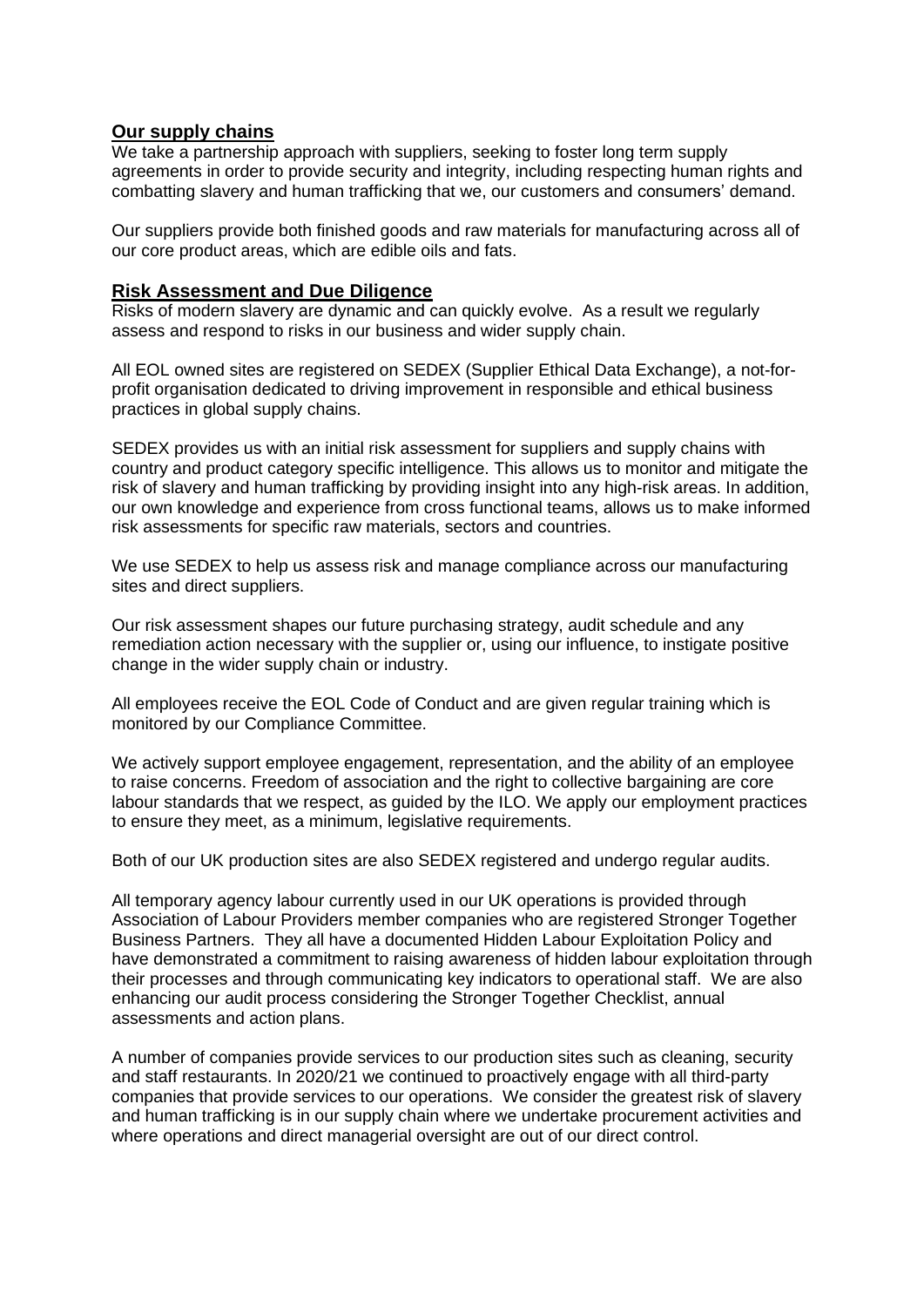## Our supply chains

We take a partnership approach with suppliers, seeking to foster long term supply agreements in order to provide security and integrity, including respecting human rights and combatting slavery and human trafficking that we, our customers and consumers' demand.

Our suppliers provide both finished goods and raw materials for manufacturing across all of our core product areas, which are edible oils and fats.

## Risk Assessment and Due Diligence

Risks of modern slavery are dynamic and can quickly evolve. As a result we regularly assess and respond to risks in our business and wider supply chain.

All EOL owned sites are registered on SEDEX (Supplier Ethical Data Exchange), a not-for-profit organisation dedicated to driving improvement in responsible and ethical business practices in global supply chains.

SEDEX provides us with an initial risk assessment for suppliers and supply chains with country and product category specific intelligence. This allows us to monitor and mitigate the risk of slavery and human trafficking by providing insight into any high-risk areas. In addition, our own knowledge and experience from cross functional teams, allows us to make informed risk assessments for specific raw materials, sectors and countries.

We use SEDEX to help us assess risk and manage compliance across our manufacturing sites and direct suppliers.

Our risk assessment shapes our future purchasing strategy, audit schedule and any remediation action necessary with the supplier or, using our influence, to instigate positive change in the wider supply chain or industry.

All employees receive the EOL Code of Conduct and are given regular training which is monitored by our Compliance Committee.

We actively support employee engagement, representation, and the ability of an employee to raise concerns. Freedom of association and the right to collective bargaining are core labour standards that we respect, as guided by the ILO. We apply our employment practices to ensure they meet, as a minimum, legislative requirements.

Both of our UK production sites are also SEDEX registered and undergo regular audits.

All temporary agency labour currently used in our UK operations is provided through Association of Labour Providers member companies who are registered Stronger Together Business Partners. They all have a documented Hidden Labour Exploitation Policy and have demonstrated a commitment to raising awareness of hidden labour exploitation through their processes and through communicating key indicators to operational staff. We are also enhancing our audit process considering the Stronger Together Checklist, annual assessments and action plans.

A number of companies provide services to our production sites such as cleaning, security and staff restaurants. In 2020/21 we continued to proactively engage with all third-party companies that provide services to our operations. We consider the greatest risk of slavery and human trafficking is in our supply chain where we undertake procurement activities and where operations and direct managerial oversight are out of our direct control.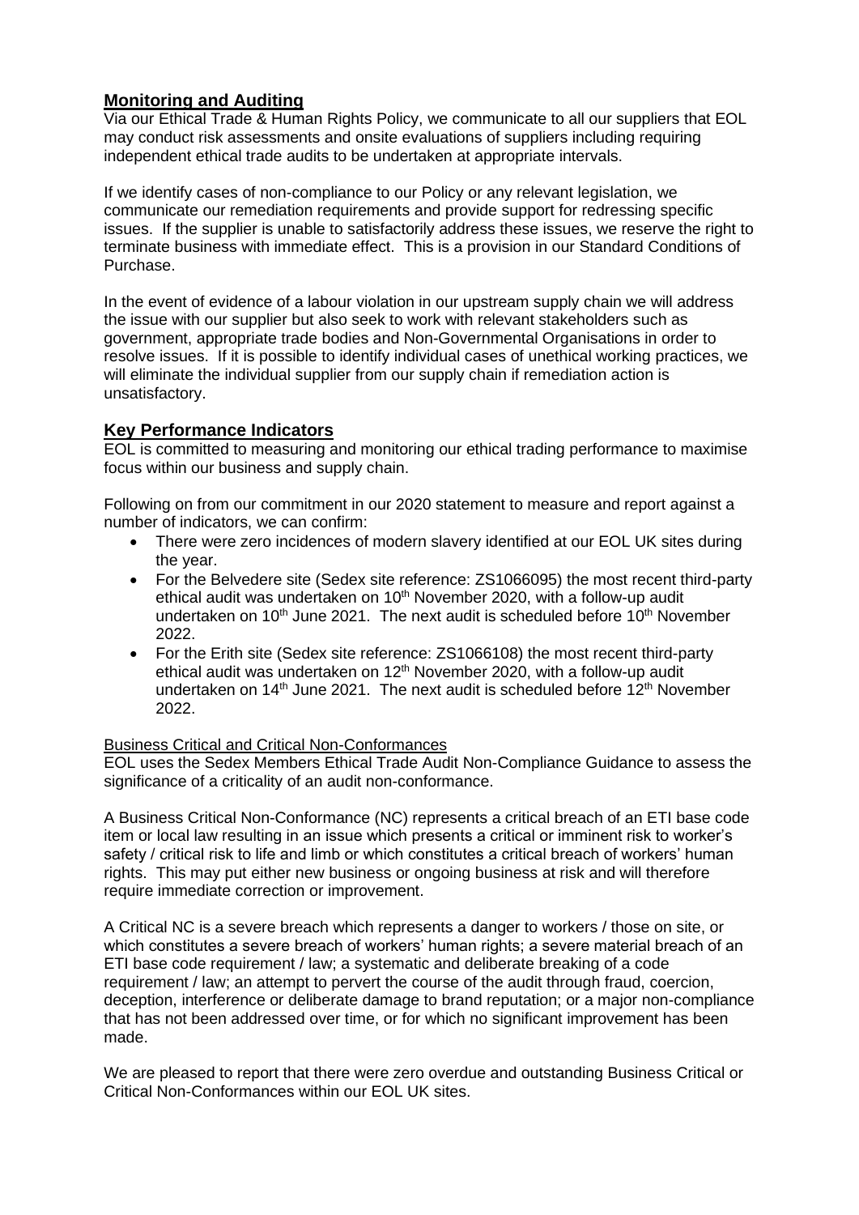## Monitoring and Auditing

Via our Ethical Trade & Human Rights Policy, we communicate to all our suppliers that EOL may conduct risk assessments and onsite evaluations of suppliers including requiring independent ethical trade audits to be undertaken at appropriate intervals.

If we identify cases of non-compliance to our Policy or any relevant legislation, we communicate our remediation requirements and provide support for redressing specific issues. If the supplier is unable to satisfactorily address these issues, we reserve the right to terminate business with immediate effect. This is a provision in our Standard Conditions of Purchase.

In the event of evidence of a labour violation in our upstream supply chain we will address the issue with our supplier but also seek to work with relevant stakeholders such as government, appropriate trade bodies and Non-Governmental Organisations in order to resolve issues. If it is possible to identify individual cases of unethical working practices, we will eliminate the individual supplier from our supply chain if remediation action is unsatisfactory.

## Key Performance Indicators

EOL is committed to measuring and monitoring our ethical trading performance to maximise focus within our business and supply chain.

Following on from our commitment in our 2020 statement to measure and report against a number of indicators, we can confirm:

- There were zero incidences of modern slavery identified at our EOL UK sites during the year.
- For the Belvedere site (Sedex site reference: ZS1066095) the most recent third-party ethical audit was undertaken on 10th November 2020, with a follow-up audit undertaken on 10th June 2021. The next audit is scheduled before 10th November 2022.
- For the Erith site (Sedex site reference: ZS1066108) the most recent third-party ethical audit was undertaken on 12th November 2020, with a follow-up audit undertaken on 14th June 2021. The next audit is scheduled before 12th November 2022.

### Business Critical and Critical Non-Conformances

EOL uses the Sedex Members Ethical Trade Audit Non-Compliance Guidance to assess the significance of a criticality of an audit non-conformance.

A Business Critical Non-Conformance (NC) represents a critical breach of an ETI base code item or local law resulting in an issue which presents a critical or imminent risk to worker's safety / critical risk to life and limb or which constitutes a critical breach of workers' human rights. This may put either new business or ongoing business at risk and will therefore require immediate correction or improvement.

A Critical NC is a severe breach which represents a danger to workers / those on site, or which constitutes a severe breach of workers' human rights; a severe material breach of an ETI base code requirement / law; a systematic and deliberate breaking of a code requirement / law; an attempt to pervert the course of the audit through fraud, coercion, deception, interference or deliberate damage to brand reputation; or a major non-compliance that has not been addressed over time, or for which no significant improvement has been made.

We are pleased to report that there were zero overdue and outstanding Business Critical or Critical Non-Conformances within our EOL UK sites.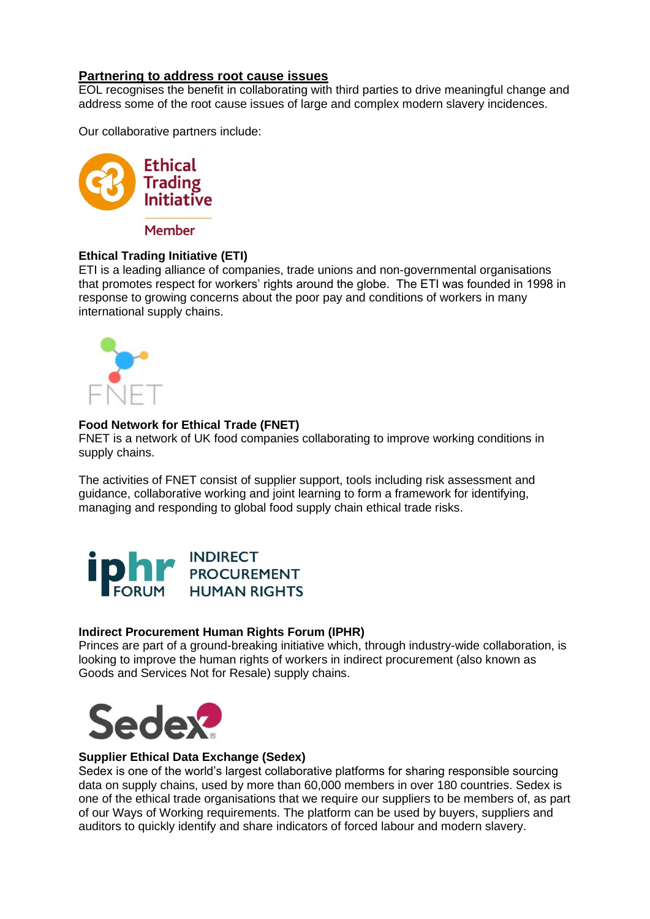## Partnering to address root cause issues

EOL recognises the benefit in collaborating with third parties to drive meaningful change and address some of the root cause issues of large and complex modern slavery incidences.

Our collaborative partners include:

**Ethical Trading Initiative (ETI)**

ETI is a leading alliance of companies, trade unions and non-governmental organisations that promotes respect for workers' rights around the globe. The ETI was founded in 1998 in response to growing concerns about the poor pay and conditions of workers in many international supply chains.

**Food Network for Ethical Trade (FNET)**

FNET is a network of UK food companies collaborating to improve working conditions in supply chains.

The activities of FNET consist of supplier support, tools including risk assessment and guidance, collaborative working and joint learning to form a framework for identifying, managing and responding to global food supply chain ethical trade risks.

**Indirect Procurement Human Rights Forum (IPHR)**

Princes are part of a ground-breaking initiative which, through industry-wide collaboration, is looking to improve the human rights of workers in indirect procurement (also known as Goods and Services Not for Resale) supply chains.

**Supplier Ethical Data Exchange (Sedex)**

Sedex is one of the world's largest collaborative platforms for sharing responsible sourcing data on supply chains, used by more than 60,000 members in over 180 countries. Sedex is one of the ethical trade organisations that we require our suppliers to be members of, as part of our Ways of Working requirements. The platform can be used by buyers, suppliers and auditors to quickly identify and share indicators of forced labour and modern slavery.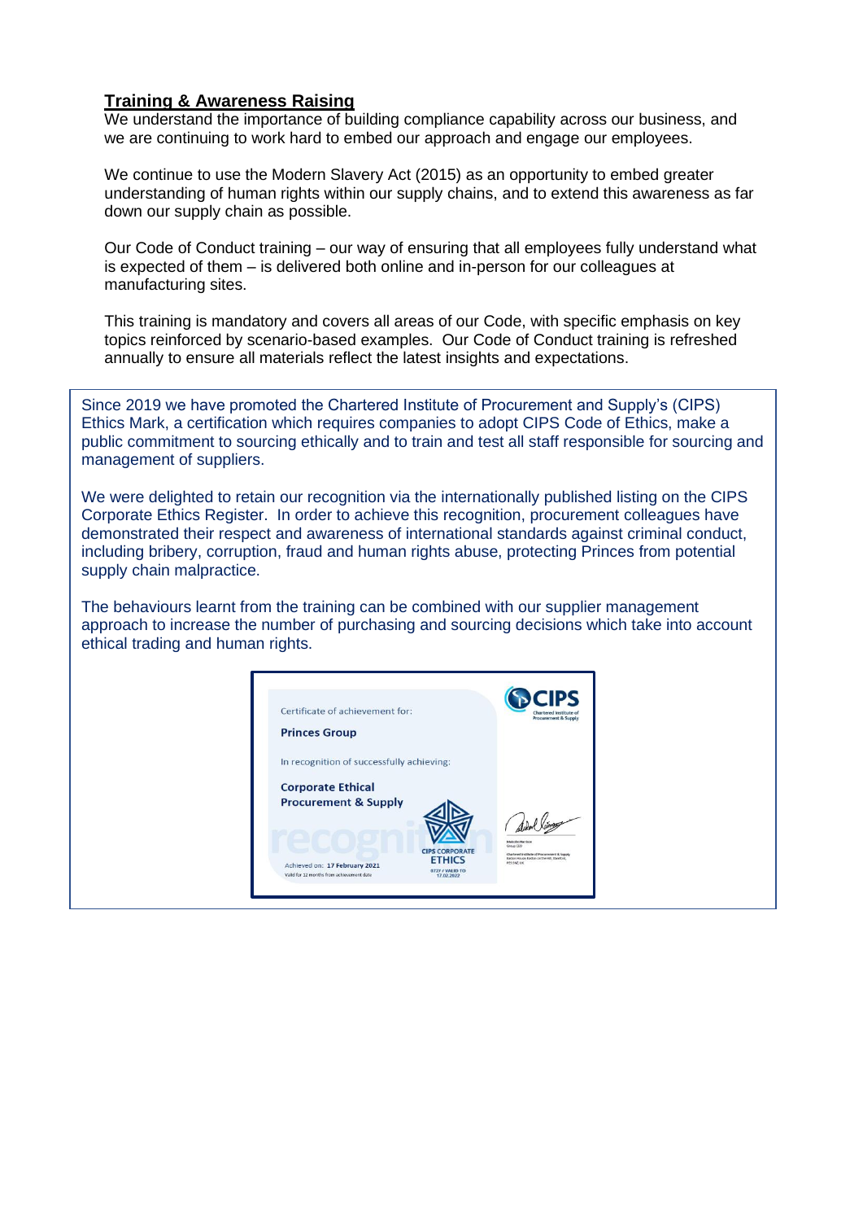## Training & Awareness Raising

We understand the importance of building compliance capability across our business, and we are continuing to work hard to embed our approach and engage our employees.

We continue to use the Modern Slavery Act (2015) as an opportunity to embed greater understanding of human rights within our supply chains, and to extend this awareness as far down our supply chain as possible.

Our Code of Conduct training – our way of ensuring that all employees fully understand what is expected of them – is delivered both online and in-person for our colleagues at manufacturing sites.

This training is mandatory and covers all areas of our Code, with specific emphasis on key topics reinforced by scenario-based examples. Our Code of Conduct training is refreshed annually to ensure all materials reflect the latest insights and expectations.

Since 2019 we have promoted the Chartered Institute of Procurement and Supply's (CIPS) Ethics Mark, a certification which requires companies to adopt CIPS Code of Ethics, make a public commitment to sourcing ethically and to train and test all staff responsible for sourcing and management of suppliers.

We were delighted to retain our recognition via the internationally published listing on the CIPS Corporate Ethics Register. In order to achieve this recognition, procurement colleagues have demonstrated their respect and awareness of international standards against criminal conduct, including bribery, corruption, fraud and human rights abuse, protecting Princes from potential supply chain malpractice.

The behaviours learnt from the training can be combined with our supplier management approach to increase the number of purchasing and sourcing decisions which take into account ethical trading and human rights.

Certificate of achievement for:

**Princes Group**

In recognition of successfully achieving:

**Corporate Ethical Procurement & Supply**

CIPS Chartered Institute of Procurement & Supply

CIPS CORPORATE ETHICS

Achieved on: **17 February 2021**

Valid for 12 months from achievement date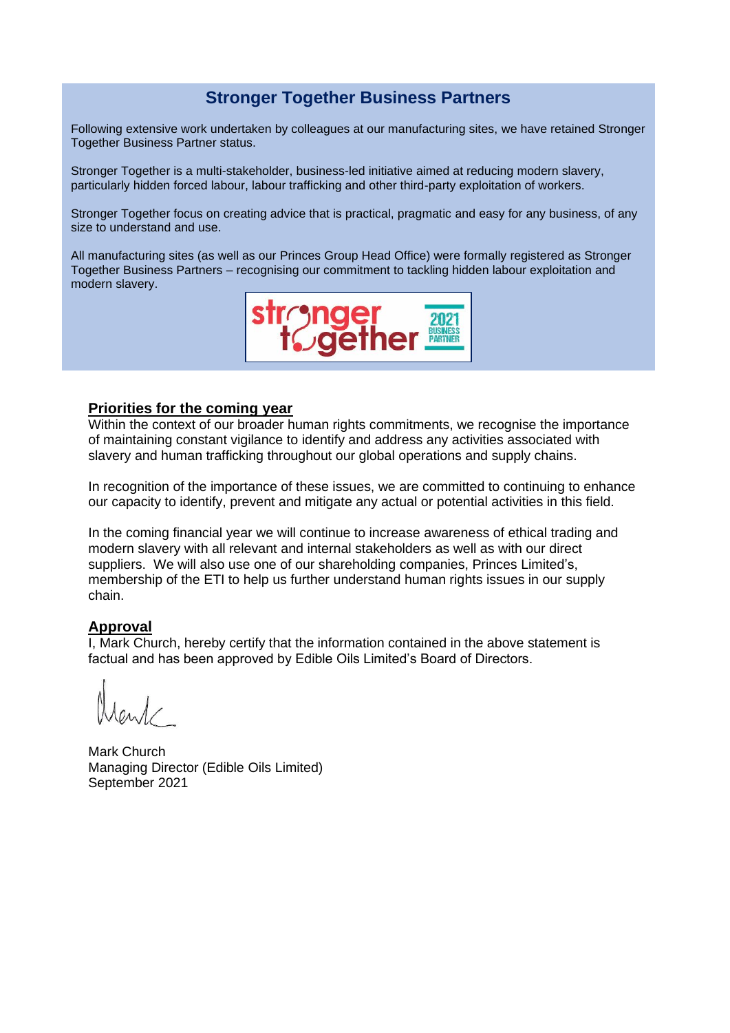## Stronger Together Business Partners

Following extensive work undertaken by colleagues at our manufacturing sites, we have retained Stronger Together Business Partner status.

Stronger Together is a multi-stakeholder, business-led initiative aimed at reducing modern slavery, particularly hidden forced labour, labour trafficking and other third-party exploitation of workers.

Stronger Together focus on creating advice that is practical, pragmatic and easy for any business, of any size to understand and use.

All manufacturing sites (as well as our Princes Group Head Office) were formally registered as Stronger Together Business Partners – recognising our commitment to tackling hidden labour exploitation and modern slavery.

## Priorities for the coming year

Within the context of our broader human rights commitments, we recognise the importance of maintaining constant vigilance to identify and address any activities associated with slavery and human trafficking throughout our global operations and supply chains.

In recognition of the importance of these issues, we are committed to continuing to enhance our capacity to identify, prevent and mitigate any actual or potential activities in this field.

In the coming financial year we will continue to increase awareness of ethical trading and modern slavery with all relevant and internal stakeholders as well as with our direct suppliers. We will also use one of our shareholding companies, Princes Limited's, membership of the ETI to help us further understand human rights issues in our supply chain.

## Approval

I, Mark Church, hereby certify that the information contained in the above statement is factual and has been approved by Edible Oils Limited's Board of Directors.

Mark Church
Managing Director (Edible Oils Limited)
September 2021